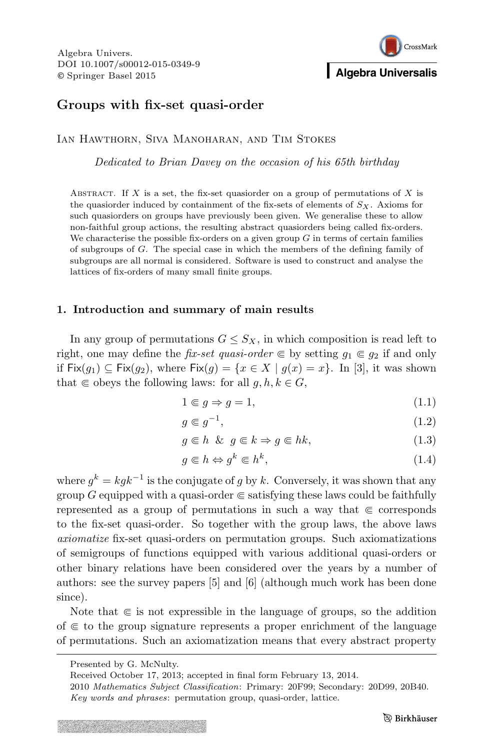# Groups with fix-set quasi-order

Ian Hawthorn, Siva Manoharan, and Tim Stokes

*Dedicated to Brian Davey on the occasion of his 65th birthday*

Abstract. If $X$ is a set, the fix-set quasiorder on a group of permutations of $X$ is the quasiorder induced by containment of the fix-sets of elements of $S_X$. Axioms for such quasiorders on groups have previously been given. We generalise these to allow non-faithful group actions, the resulting abstract quasiorders being called fix-orders. We characterise the possible fix-orders on a given group $G$ in terms of certain families of subgroups of $G$. The special case in which the members of the defining family of subgroups are all normal is considered. Software is used to construct and analyse the lattices of fix-orders of many small finite groups.

## 1. Introduction and summary of main results

In any group of permutations $G \leq S_X$, in which composition is read left to right, one may define the *fix-set quasi-order* $\Subset$ by setting $g_1 \Subset g_2$ if and only if $\mathsf{Fix}(g_1) \subseteq \mathsf{Fix}(g_2)$, where $\mathsf{Fix}(g) = \{x \in X \mid g(x) = x\}$. In [3], it was shown that $\Subset$ obeys the following laws: for all $g, h, k \in G$,

$$1 \Subset g \Rightarrow g = 1, \tag{1.1}$$

$$g \Subset g^{-1}, \tag{1.2}$$

$$g \Subset h \ \& \ g \Subset k \Rightarrow g \Subset hk, \tag{1.3}$$

$$g \Subset h \Leftrightarrow g^k \Subset h^k, \tag{1.4}$$

where $g^k = kgk^{-1}$ is the conjugate of $g$ by $k$. Conversely, it was shown that any group $G$ equipped with a quasi-order $\Subset$ satisfying these laws could be faithfully represented as a group of permutations in such a way that $\Subset$ corresponds to the fix-set quasi-order. So together with the group laws, the above laws *axiomatize* fix-set quasi-orders on permutation groups. Such axiomatizations of semigroups of functions equipped with various additional quasi-orders or other binary relations have been considered over the years by a number of authors: see the survey papers [5] and [6] (although much work has been done since).

Note that $\Subset$ is not expressible in the language of groups, so the addition of $\Subset$ to the group signature represents a proper enrichment of the language of permutations. Such an axiomatization means that every abstract property

Presented by G. McNulty.

Received October 17, 2013; accepted in final form February 13, 2014.

2010 *Mathematics Subject Classification*: Primary: 20F99; Secondary: 20D99, 20B40.

*Key words and phrases*: permutation group, quasi-order, lattice.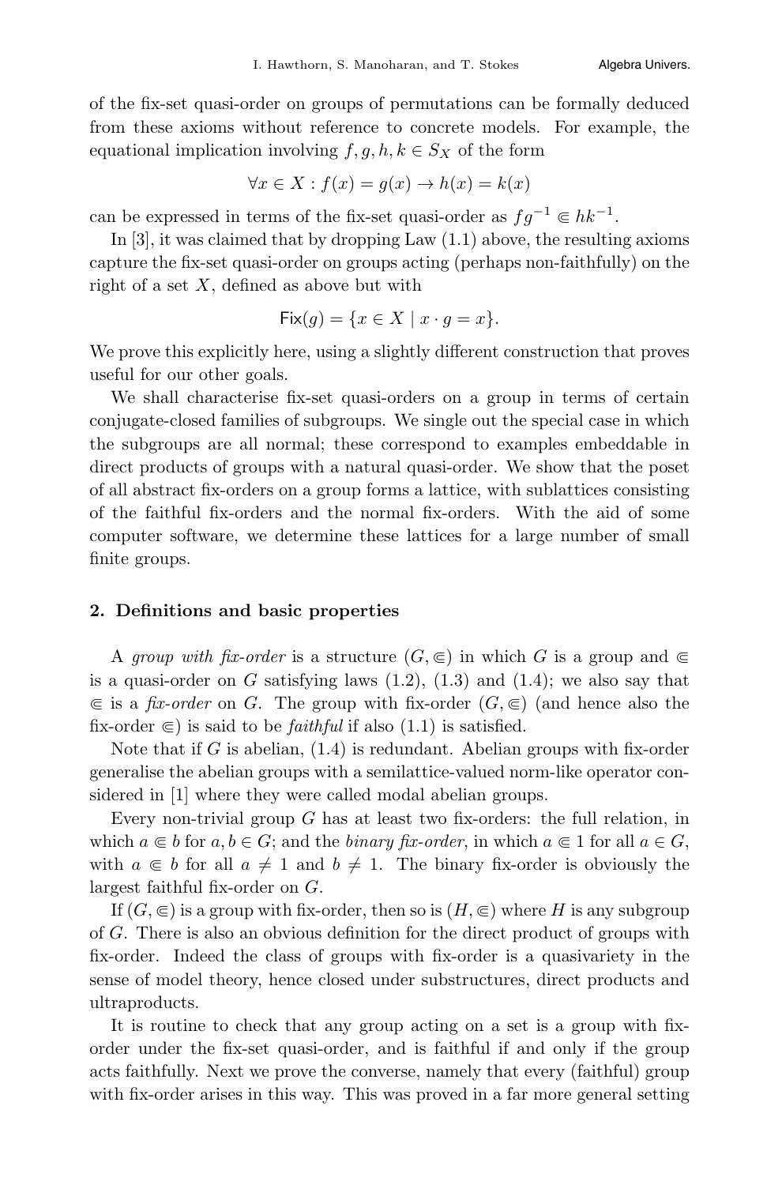of the fix-set quasi-order on groups of permutations can be formally deduced from these axioms without reference to concrete models. For example, the equational implication involving $f, g, h, k \in S_X$ of the form

$$\forall x \in X : f(x) = g(x) \to h(x) = k(x)$$

can be expressed in terms of the fix-set quasi-order as $fg^{-1} \Subset hk^{-1}$.

In [3], it was claimed that by dropping Law (1.1) above, the resulting axioms capture the fix-set quasi-order on groups acting (perhaps non-faithfully) on the right of a set $X$, defined as above but with

$$\mathsf{Fix}(g) = \{x \in X \mid x \cdot g = x\}.$$

We prove this explicitly here, using a slightly different construction that proves useful for our other goals.

We shall characterise fix-set quasi-orders on a group in terms of certain conjugate-closed families of subgroups. We single out the special case in which the subgroups are all normal; these correspond to examples embeddable in direct products of groups with a natural quasi-order. We show that the poset of all abstract fix-orders on a group forms a lattice, with sublattices consisting of the faithful fix-orders and the normal fix-orders. With the aid of some computer software, we determine these lattices for a large number of small finite groups.

## 2. Definitions and basic properties

A *group with fix-order* is a structure $(G, \Subset)$ in which $G$ is a group and $\Subset$ is a quasi-order on $G$ satisfying laws (1.2), (1.3) and (1.4); we also say that $\Subset$ is a *fix-order* on $G$. The group with fix-order $(G, \Subset)$ (and hence also the fix-order $\Subset$) is said to be *faithful* if also (1.1) is satisfied.

Note that if $G$ is abelian, (1.4) is redundant. Abelian groups with fix-order generalise the abelian groups with a semilattice-valued norm-like operator considered in [1] where they were called modal abelian groups.

Every non-trivial group $G$ has at least two fix-orders: the full relation, in which $a \Subset b$ for $a, b \in G$; and the *binary fix-order*, in which $a \Subset 1$ for all $a \in G$, with $a \Subset b$ for all $a \neq 1$ and $b \neq 1$. The binary fix-order is obviously the largest faithful fix-order on $G$.

If $(G, \Subset)$ is a group with fix-order, then so is $(H, \Subset)$ where $H$ is any subgroup of $G$. There is also an obvious definition for the direct product of groups with fix-order. Indeed the class of groups with fix-order is a quasivariety in the sense of model theory, hence closed under substructures, direct products and ultraproducts.

It is routine to check that any group acting on a set is a group with fix-order under the fix-set quasi-order, and is faithful if and only if the group acts faithfully. Next we prove the converse, namely that every (faithful) group with fix-order arises in this way. This was proved in a far more general setting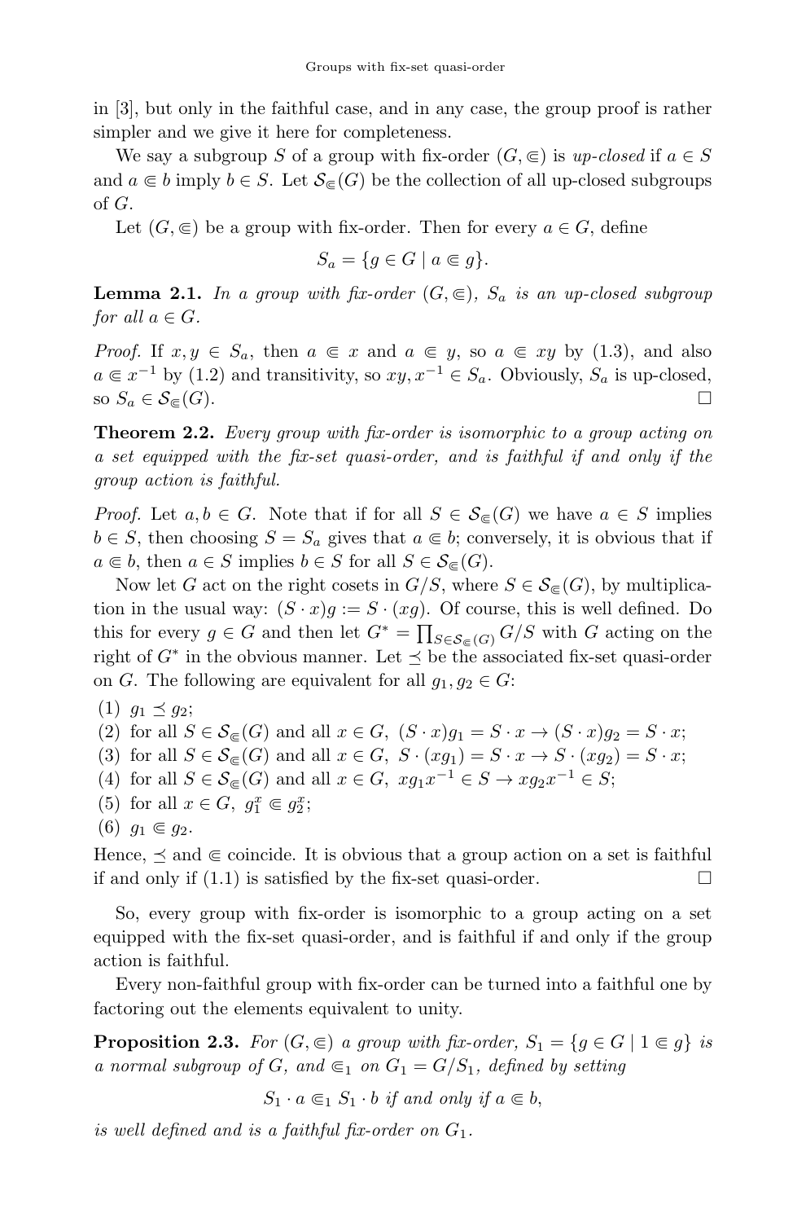in [3], but only in the faithful case, and in any case, the group proof is rather simpler and we give it here for completeness.

We say a subgroup $S$ of a group with fix-order $(G, \Subset)$ is *up-closed* if $a \in S$ and $a \Subset b$ imply $b \in S$. Let $\mathcal{S}_{\Subset}(G)$ be the collection of all up-closed subgroups of $G$.

Let $(G, \Subset)$ be a group with fix-order. Then for every $a \in G$, define

$$S_a = \{g \in G \mid a \Subset g\}.$$

**Lemma 2.1.** *In a group with fix-order $(G, \Subset)$, $S_a$ is an up-closed subgroup for all $a \in G$.*

*Proof.* If $x, y \in S_a$, then $a \Subset x$ and $a \Subset y$, so $a \Subset xy$ by (1.3), and also $a \Subset x^{-1}$ by (1.2) and transitivity, so $xy, x^{-1} \in S_a$. Obviously, $S_a$ is up-closed, so $S_a \in \mathcal{S}_{\Subset}(G)$. □

**Theorem 2.2.** *Every group with fix-order is isomorphic to a group acting on a set equipped with the fix-set quasi-order, and is faithful if and only if the group action is faithful.*

*Proof.* Let $a, b \in G$. Note that if for all $S \in \mathcal{S}_{\Subset}(G)$ we have $a \in S$ implies $b \in S$, then choosing $S = S_a$ gives that $a \Subset b$; conversely, it is obvious that if $a \Subset b$, then $a \in S$ implies $b \in S$ for all $S \in \mathcal{S}_{\Subset}(G)$.

Now let $G$ act on the right cosets in $G/S$, where $S \in \mathcal{S}_{\Subset}(G)$, by multiplication in the usual way: $(S \cdot x)g := S \cdot (xg)$. Of course, this is well defined. Do this for every $g \in G$ and then let $G^* = \prod_{S \in \mathcal{S}_{\Subset}(G)} G/S$ with $G$ acting on the right of $G^*$ in the obvious manner. Let $\preceq$ be the associated fix-set quasi-order on $G$. The following are equivalent for all $g_1, g_2 \in G$:

(1) $g_1 \preceq g_2$;
(2) for all $S \in \mathcal{S}_{\Subset}(G)$ and all $x \in G$, $(S \cdot x)g_1 = S \cdot x \to (S \cdot x)g_2 = S \cdot x$;
(3) for all $S \in \mathcal{S}_{\Subset}(G)$ and all $x \in G$, $S \cdot (xg_1) = S \cdot x \to S \cdot (xg_2) = S \cdot x$;
(4) for all $S \in \mathcal{S}_{\Subset}(G)$ and all $x \in G$, $xg_1x^{-1} \in S \to xg_2x^{-1} \in S$;
(5) for all $x \in G$, $g_1^x \Subset g_2^x$;
(6) $g_1 \Subset g_2$.

Hence, $\preceq$ and $\Subset$ coincide. It is obvious that a group action on a set is faithful if and only if (1.1) is satisfied by the fix-set quasi-order. □

So, every group with fix-order is isomorphic to a group acting on a set equipped with the fix-set quasi-order, and is faithful if and only if the group action is faithful.

Every non-faithful group with fix-order can be turned into a faithful one by factoring out the elements equivalent to unity.

**Proposition 2.3.** *For $(G, \Subset)$ a group with fix-order, $S_1 = \{g \in G \mid 1 \Subset g\}$ is a normal subgroup of $G$, and $\Subset_1$ on $G_1 = G/S_1$, defined by setting*

$$S_1 \cdot a \Subset_1 S_1 \cdot b \text{ if and only if } a \Subset b,$$

*is well defined and is a faithful fix-order on $G_1$.*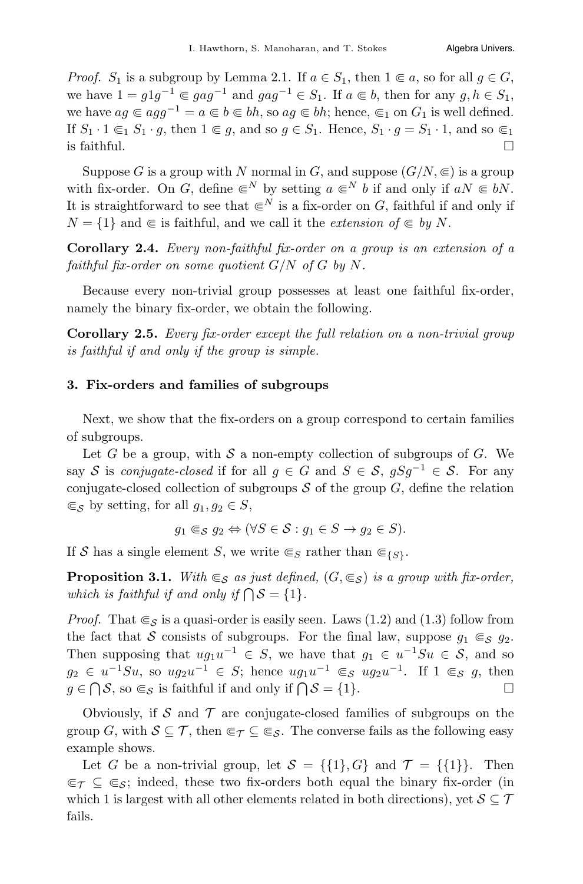*Proof.* $S_1$ is a subgroup by Lemma 2.1. If $a \in S_1$, then $1 \Subset a$, so for all $g \in G$, we have $1 = g1g^{-1} \Subset gag^{-1}$ and $gag^{-1} \in S_1$. If $a \Subset b$, then for any $g, h \in S_1$, we have $ag \Subset agg^{-1} = a \Subset b \Subset bh$, so $ag \Subset bh$; hence, $\Subset_1$ on $G_1$ is well defined. If $S_1 \cdot 1 \Subset_1 S_1 \cdot g$, then $1 \Subset g$, and so $g \in S_1$. Hence, $S_1 \cdot g = S_1 \cdot 1$, and so $\Subset_1$ is faithful. □

Suppose $G$ is a group with $N$ normal in $G$, and suppose $(G/N, \Subset)$ is a group with fix-order. On $G$, define $\Subset^N$ by setting $a \Subset^N b$ if and only if $aN \Subset bN$. It is straightforward to see that $\Subset^N$ is a fix-order on $G$, faithful if and only if $N = \{1\}$ and $\Subset$ is faithful, and we call it the *extension of* $\Subset$ *by* $N$.

**Corollary 2.4.** *Every non-faithful fix-order on a group is an extension of a faithful fix-order on some quotient* $G/N$ *of* $G$ *by* $N$.

Because every non-trivial group possesses at least one faithful fix-order, namely the binary fix-order, we obtain the following.

**Corollary 2.5.** *Every fix-order except the full relation on a non-trivial group is faithful if and only if the group is simple.*

## 3. Fix-orders and families of subgroups

Next, we show that the fix-orders on a group correspond to certain families of subgroups.

Let $G$ be a group, with $\mathcal{S}$ a non-empty collection of subgroups of $G$. We say $\mathcal{S}$ is *conjugate-closed* if for all $g \in G$ and $S \in \mathcal{S}$, $gSg^{-1} \in \mathcal{S}$. For any conjugate-closed collection of subgroups $\mathcal{S}$ of the group $G$, define the relation $\Subset_{\mathcal{S}}$ by setting, for all $g_1, g_2 \in S$,

$$g_1 \Subset_{\mathcal{S}} g_2 \Leftrightarrow (\forall S \in \mathcal{S} : g_1 \in S \rightarrow g_2 \in S).$$

If $\mathcal{S}$ has a single element $S$, we write $\Subset_S$ rather than $\Subset_{\{S\}}$.

**Proposition 3.1.** *With* $\Subset_{\mathcal{S}}$ *as just defined,* $(G, \Subset_{\mathcal{S}})$ *is a group with fix-order, which is faithful if and only if* $\bigcap \mathcal{S} = \{1\}$.

*Proof.* That $\Subset_{\mathcal{S}}$ is a quasi-order is easily seen. Laws (1.2) and (1.3) follow from the fact that $\mathcal{S}$ consists of subgroups. For the final law, suppose $g_1 \Subset_{\mathcal{S}} g_2$. Then supposing that $ug_1u^{-1} \in S$, we have that $g_1 \in u^{-1}Su \in \mathcal{S}$, and so $g_2 \in u^{-1}Su$, so $ug_2u^{-1} \in S$; hence $ug_1u^{-1} \Subset_{\mathcal{S}} ug_2u^{-1}$. If $1 \Subset_{\mathcal{S}} g$, then $g \in \bigcap \mathcal{S}$, so $\Subset_{\mathcal{S}}$ is faithful if and only if $\bigcap \mathcal{S} = \{1\}$. □

Obviously, if $\mathcal{S}$ and $\mathcal{T}$ are conjugate-closed families of subgroups on the group $G$, with $\mathcal{S} \subseteq \mathcal{T}$, then $\Subset_{\mathcal{T}} \subseteq \Subset_{\mathcal{S}}$. The converse fails as the following easy example shows.

Let $G$ be a non-trivial group, let $\mathcal{S} = \{\{1\}, G\}$ and $\mathcal{T} = \{\{1\}\}$. Then $\Subset_{\mathcal{T}} \subseteq \Subset_{\mathcal{S}}$; indeed, these two fix-orders both equal the binary fix-order (in which 1 is largest with all other elements related in both directions), yet $\mathcal{S} \subseteq \mathcal{T}$ fails.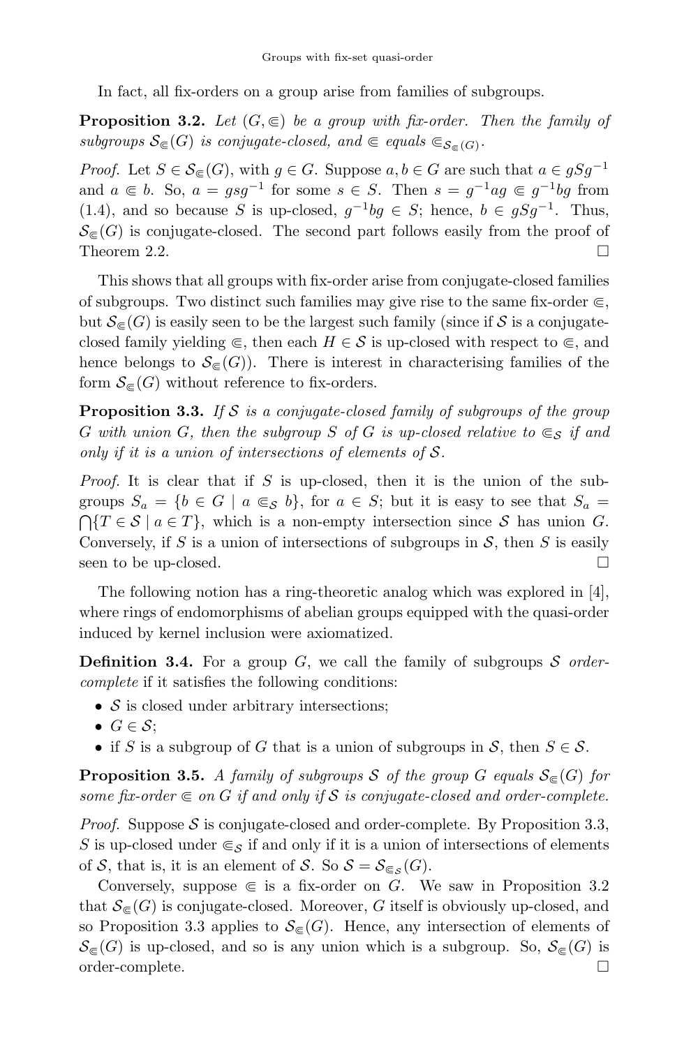In fact, all fix-orders on a group arise from families of subgroups.

**Proposition 3.2.** *Let $(G, \Subset)$ be a group with fix-order. Then the family of subgroups $\mathcal{S}_{\Subset}(G)$ is conjugate-closed, and $\Subset$ equals $\Subset_{\mathcal{S}_{\Subset}(G)}$.*

*Proof.* Let $S \in \mathcal{S}_{\Subset}(G)$, with $g \in G$. Suppose $a, b \in G$ are such that $a \in gSg^{-1}$ and $a \Subset b$. So, $a = gsg^{-1}$ for some $s \in S$. Then $s = g^{-1}ag \Subset g^{-1}bg$ from (1.4), and so because $S$ is up-closed, $g^{-1}bg \in S$; hence, $b \in gSg^{-1}$. Thus, $\mathcal{S}_{\Subset}(G)$ is conjugate-closed. The second part follows easily from the proof of Theorem 2.2. □

This shows that all groups with fix-order arise from conjugate-closed families of subgroups. Two distinct such families may give rise to the same fix-order $\Subset$, but $\mathcal{S}_{\Subset}(G)$ is easily seen to be the largest such family (since if $\mathcal{S}$ is a conjugate-closed family yielding $\Subset$, then each $H \in \mathcal{S}$ is up-closed with respect to $\Subset$, and hence belongs to $\mathcal{S}_{\Subset}(G)$). There is interest in characterising families of the form $\mathcal{S}_{\Subset}(G)$ without reference to fix-orders.

**Proposition 3.3.** *If $\mathcal{S}$ is a conjugate-closed family of subgroups of the group $G$ with union $G$, then the subgroup $S$ of $G$ is up-closed relative to $\Subset_{\mathcal{S}}$ if and only if it is a union of intersections of elements of $\mathcal{S}$.*

*Proof.* It is clear that if $S$ is up-closed, then it is the union of the subgroups $S_a = \{b \in G \mid a \Subset_{\mathcal{S}} b\}$, for $a \in S$; but it is easy to see that $S_a = \bigcap\{T \in \mathcal{S} \mid a \in T\}$, which is a non-empty intersection since $\mathcal{S}$ has union $G$. Conversely, if $S$ is a union of intersections of subgroups in $\mathcal{S}$, then $S$ is easily seen to be up-closed. □

The following notion has a ring-theoretic analog which was explored in [4], where rings of endomorphisms of abelian groups equipped with the quasi-order induced by kernel inclusion were axiomatized.

**Definition 3.4.** For a group $G$, we call the family of subgroups $\mathcal{S}$ *order-complete* if it satisfies the following conditions:

- $\mathcal{S}$ is closed under arbitrary intersections;
- $G \in \mathcal{S}$;
- if $S$ is a subgroup of $G$ that is a union of subgroups in $\mathcal{S}$, then $S \in \mathcal{S}$.

**Proposition 3.5.** *A family of subgroups $\mathcal{S}$ of the group $G$ equals $\mathcal{S}_{\Subset}(G)$ for some fix-order $\Subset$ on $G$ if and only if $\mathcal{S}$ is conjugate-closed and order-complete.*

*Proof.* Suppose $\mathcal{S}$ is conjugate-closed and order-complete. By Proposition 3.3, $S$ is up-closed under $\Subset_{\mathcal{S}}$ if and only if it is a union of intersections of elements of $\mathcal{S}$, that is, it is an element of $\mathcal{S}$. So $\mathcal{S} = \mathcal{S}_{\Subset_{\mathcal{S}}}(G)$.

Conversely, suppose $\Subset$ is a fix-order on $G$. We saw in Proposition 3.2 that $\mathcal{S}_{\Subset}(G)$ is conjugate-closed. Moreover, $G$ itself is obviously up-closed, and so Proposition 3.3 applies to $\mathcal{S}_{\Subset}(G)$. Hence, any intersection of elements of $\mathcal{S}_{\Subset}(G)$ is up-closed, and so is any union which is a subgroup. So, $\mathcal{S}_{\Subset}(G)$ is order-complete. □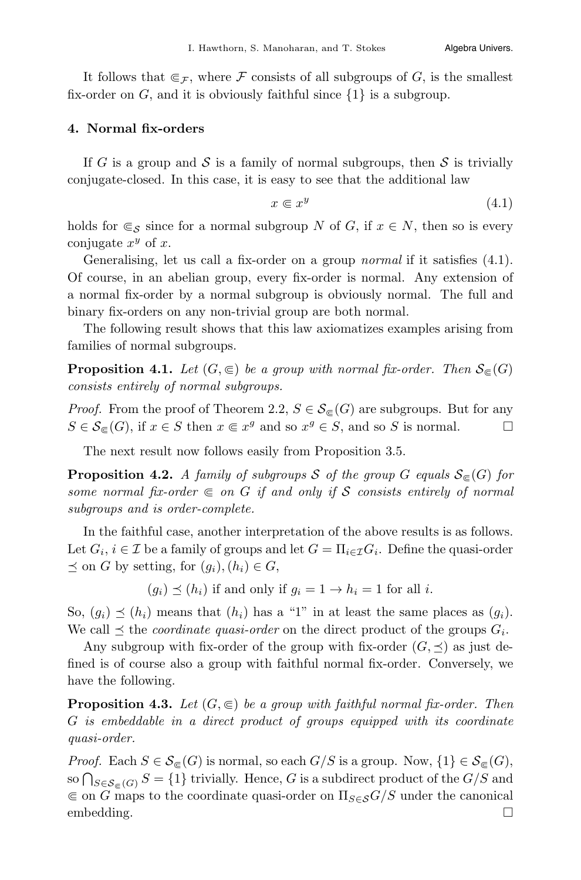It follows that $\Subset_{\mathcal{F}}$, where $\mathcal{F}$ consists of all subgroups of $G$, is the smallest fix-order on $G$, and it is obviously faithful since $\{1\}$ is a subgroup.

## 4. Normal fix-orders

If $G$ is a group and $\mathcal{S}$ is a family of normal subgroups, then $\mathcal{S}$ is trivially conjugate-closed. In this case, it is easy to see that the additional law

$$x \Subset x^y \tag{4.1}$$

holds for $\Subset_{\mathcal{S}}$ since for a normal subgroup $N$ of $G$, if $x \in N$, then so is every conjugate $x^y$ of $x$.

Generalising, let us call a fix-order on a group *normal* if it satisfies (4.1). Of course, in an abelian group, every fix-order is normal. Any extension of a normal fix-order by a normal subgroup is obviously normal. The full and binary fix-orders on any non-trivial group are both normal.

The following result shows that this law axiomatizes examples arising from families of normal subgroups.

**Proposition 4.1.** *Let $(G, \Subset)$ be a group with normal fix-order. Then $\mathcal{S}_{\Subset}(G)$ consists entirely of normal subgroups.*

*Proof.* From the proof of Theorem 2.2, $S \in \mathcal{S}_{\Subset}(G)$ are subgroups. But for any $S \in \mathcal{S}_{\Subset}(G)$, if $x \in S$ then $x \Subset x^g$ and so $x^g \in S$, and so $S$ is normal. $\square$

The next result now follows easily from Proposition 3.5.

**Proposition 4.2.** *A family of subgroups $\mathcal{S}$ of the group $G$ equals $\mathcal{S}_{\Subset}(G)$ for some normal fix-order $\Subset$ on $G$ if and only if $\mathcal{S}$ consists entirely of normal subgroups and is order-complete.*

In the faithful case, another interpretation of the above results is as follows. Let $G_i$, $i \in \mathcal{I}$ be a family of groups and let $G = \Pi_{i\in\mathcal{I}} G_i$. Define the quasi-order $\preceq$ on $G$ by setting, for $(g_i), (h_i) \in G$,

$$(g_i) \preceq (h_i) \text{ if and only if } g_i = 1 \to h_i = 1 \text{ for all } i.$$

So, $(g_i) \preceq (h_i)$ means that $(h_i)$ has a "1" in at least the same places as $(g_i)$. We call $\preceq$ the *coordinate quasi-order* on the direct product of the groups $G_i$.

Any subgroup with fix-order of the group with fix-order $(G, \preceq)$ as just defined is of course also a group with faithful normal fix-order. Conversely, we have the following.

**Proposition 4.3.** *Let $(G, \Subset)$ be a group with faithful normal fix-order. Then $G$ is embeddable in a direct product of groups equipped with its coordinate quasi-order.*

*Proof.* Each $S \in \mathcal{S}_{\Subset}(G)$ is normal, so each $G/S$ is a group. Now, $\{1\} \in \mathcal{S}_{\Subset}(G)$, so $\bigcap_{S\in\mathcal{S}_{\Subset}(G)} S = \{1\}$ trivially. Hence, $G$ is a subdirect product of the $G/S$ and $\Subset$ on $G$ maps to the coordinate quasi-order on $\Pi_{S\in\mathcal{S}} G/S$ under the canonical embedding. $\square$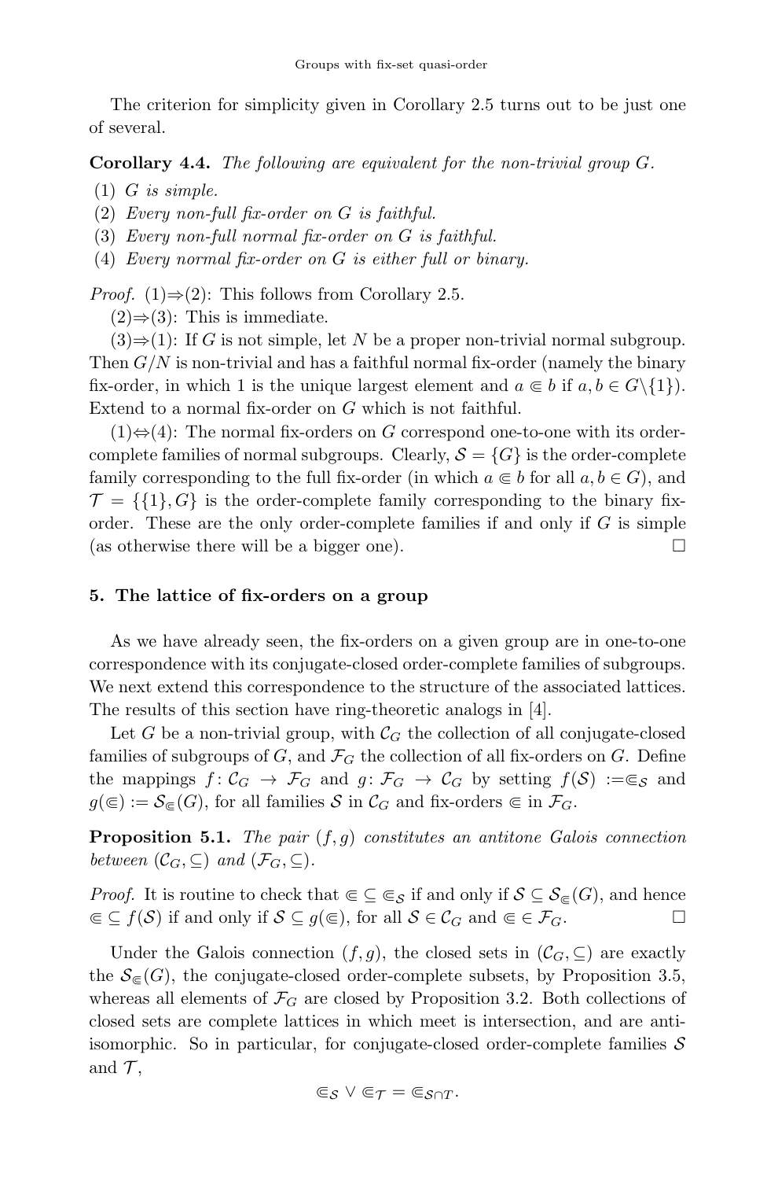The criterion for simplicity given in Corollary 2.5 turns out to be just one of several.

**Corollary 4.4.** *The following are equivalent for the non-trivial group $G$.*

1. *$G$ is simple.*
2. *Every non-full fix-order on $G$ is faithful.*
3. *Every non-full normal fix-order on $G$ is faithful.*
4. *Every normal fix-order on $G$ is either full or binary.*

*Proof.* (1)⇒(2): This follows from Corollary 2.5.

(2)⇒(3): This is immediate.

(3)⇒(1): If $G$ is not simple, let $N$ be a proper non-trivial normal subgroup. Then $G/N$ is non-trivial and has a faithful normal fix-order (namely the binary fix-order, in which 1 is the unique largest element and $a \Subset b$ if $a, b \in G\backslash\{1\}$). Extend to a normal fix-order on $G$ which is not faithful.

(1)⇔(4): The normal fix-orders on $G$ correspond one-to-one with its order-complete families of normal subgroups. Clearly, $\mathcal{S} = \{G\}$ is the order-complete family corresponding to the full fix-order (in which $a \Subset b$ for all $a, b \in G$), and $\mathcal{T} = \{\{1\}, G\}$ is the order-complete family corresponding to the binary fix-order. These are the only order-complete families if and only if $G$ is simple (as otherwise there will be a bigger one). □

## 5. The lattice of fix-orders on a group

As we have already seen, the fix-orders on a given group are in one-to-one correspondence with its conjugate-closed order-complete families of subgroups. We next extend this correspondence to the structure of the associated lattices. The results of this section have ring-theoretic analogs in [4].

Let $G$ be a non-trivial group, with $\mathcal{C}_G$ the collection of all conjugate-closed families of subgroups of $G$, and $\mathcal{F}_G$ the collection of all fix-orders on $G$. Define the mappings $f\colon \mathcal{C}_G \to \mathcal{F}_G$ and $g\colon \mathcal{F}_G \to \mathcal{C}_G$ by setting $f(\mathcal{S}) := \Subset_{\mathcal{S}}$ and $g(\Subset) := \mathcal{S}_{\Subset}(G)$, for all families $\mathcal{S}$ in $\mathcal{C}_G$ and fix-orders $\Subset$ in $\mathcal{F}_G$.

**Proposition 5.1.** *The pair $(f, g)$ constitutes an antitone Galois connection between $(\mathcal{C}_G, \subseteq)$ and $(\mathcal{F}_G, \subseteq)$.*

*Proof.* It is routine to check that $\Subset \subseteq \Subset_{\mathcal{S}}$ if and only if $\mathcal{S} \subseteq \mathcal{S}_{\Subset}(G)$, and hence $\Subset \subseteq f(\mathcal{S})$ if and only if $\mathcal{S} \subseteq g(\Subset)$, for all $\mathcal{S} \in \mathcal{C}_G$ and $\Subset \in \mathcal{F}_G$. □

Under the Galois connection $(f, g)$, the closed sets in $(\mathcal{C}_G, \subseteq)$ are exactly the $\mathcal{S}_{\Subset}(G)$, the conjugate-closed order-complete subsets, by Proposition 3.5, whereas all elements of $\mathcal{F}_G$ are closed by Proposition 3.2. Both collections of closed sets are complete lattices in which meet is intersection, and are anti-isomorphic. So in particular, for conjugate-closed order-complete families $\mathcal{S}$ and $\mathcal{T}$,

$$\Subset_{\mathcal{S}} \vee \Subset_{\mathcal{T}} = \Subset_{\mathcal{S} \cap \mathcal{T}}.$$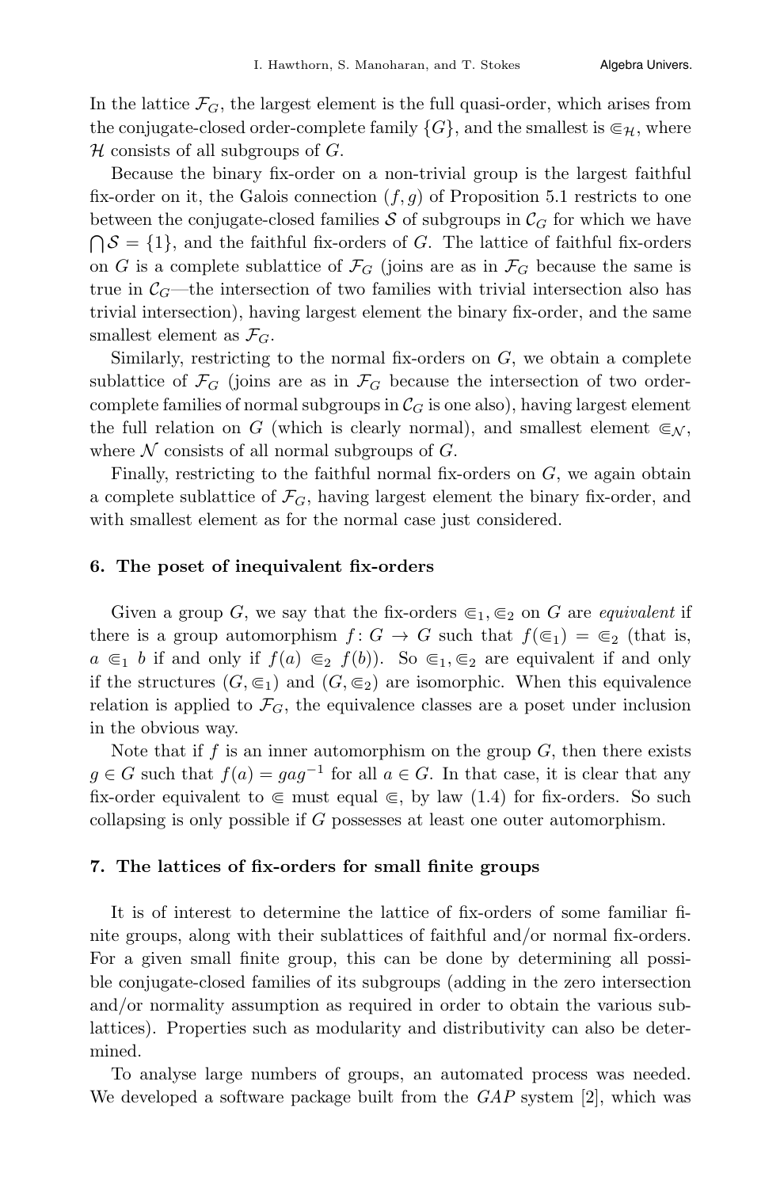In the lattice $\mathcal{F}_G$, the largest element is the full quasi-order, which arises from the conjugate-closed order-complete family $\{G\}$, and the smallest is $\Subset_{\mathcal{H}}$, where $\mathcal{H}$ consists of all subgroups of $G$.

Because the binary fix-order on a non-trivial group is the largest faithful fix-order on it, the Galois connection $(f, g)$ of Proposition 5.1 restricts to one between the conjugate-closed families $\mathcal{S}$ of subgroups in $\mathcal{C}_G$ for which we have $\bigcap \mathcal{S} = \{1\}$, and the faithful fix-orders of $G$. The lattice of faithful fix-orders on $G$ is a complete sublattice of $\mathcal{F}_G$ (joins are as in $\mathcal{F}_G$ because the same is true in $\mathcal{C}_G$—the intersection of two families with trivial intersection also has trivial intersection), having largest element the binary fix-order, and the same smallest element as $\mathcal{F}_G$.

Similarly, restricting to the normal fix-orders on $G$, we obtain a complete sublattice of $\mathcal{F}_G$ (joins are as in $\mathcal{F}_G$ because the intersection of two order-complete families of normal subgroups in $\mathcal{C}_G$ is one also), having largest element the full relation on $G$ (which is clearly normal), and smallest element $\Subset_{\mathcal{N}}$, where $\mathcal{N}$ consists of all normal subgroups of $G$.

Finally, restricting to the faithful normal fix-orders on $G$, we again obtain a complete sublattice of $\mathcal{F}_G$, having largest element the binary fix-order, and with smallest element as for the normal case just considered.

## 6. The poset of inequivalent fix-orders

Given a group $G$, we say that the fix-orders $\Subset_1, \Subset_2$ on $G$ are *equivalent* if there is a group automorphism $f : G \to G$ such that $f(\Subset_1) = \Subset_2$ (that is, $a \Subset_1 b$ if and only if $f(a) \Subset_2 f(b)$). So $\Subset_1, \Subset_2$ are equivalent if and only if the structures $(G, \Subset_1)$ and $(G, \Subset_2)$ are isomorphic. When this equivalence relation is applied to $\mathcal{F}_G$, the equivalence classes are a poset under inclusion in the obvious way.

Note that if $f$ is an inner automorphism on the group $G$, then there exists $g \in G$ such that $f(a) = gag^{-1}$ for all $a \in G$. In that case, it is clear that any fix-order equivalent to $\Subset$ must equal $\Subset$, by law (1.4) for fix-orders. So such collapsing is only possible if $G$ possesses at least one outer automorphism.

## 7. The lattices of fix-orders for small finite groups

It is of interest to determine the lattice of fix-orders of some familiar finite groups, along with their sublattices of faithful and/or normal fix-orders. For a given small finite group, this can be done by determining all possible conjugate-closed families of its subgroups (adding in the zero intersection and/or normality assumption as required in order to obtain the various sublattices). Properties such as modularity and distributivity can also be determined.

To analyse large numbers of groups, an automated process was needed. We developed a software package built from the *GAP* system [2], which was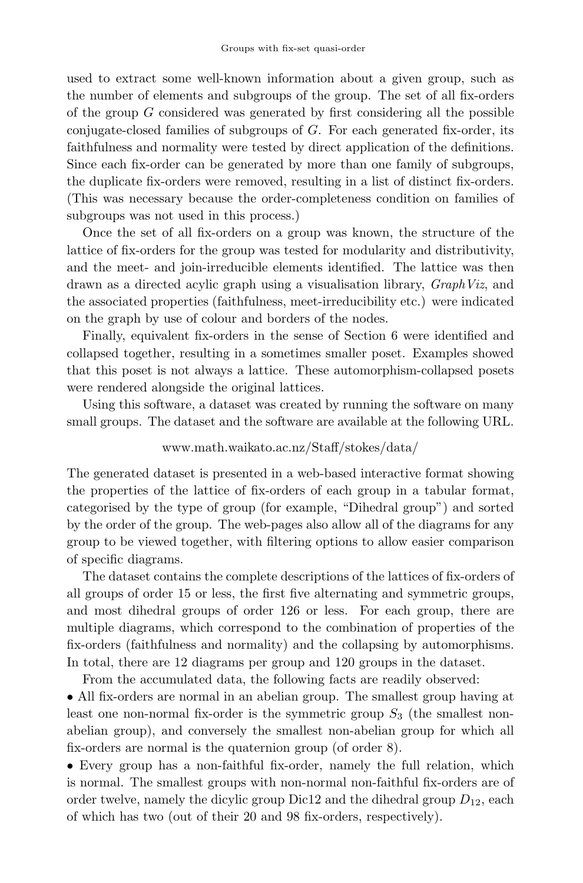used to extract some well-known information about a given group, such as the number of elements and subgroups of the group. The set of all fix-orders of the group $G$ considered was generated by first considering all the possible conjugate-closed families of subgroups of $G$. For each generated fix-order, its faithfulness and normality were tested by direct application of the definitions. Since each fix-order can be generated by more than one family of subgroups, the duplicate fix-orders were removed, resulting in a list of distinct fix-orders. (This was necessary because the order-completeness condition on families of subgroups was not used in this process.)

Once the set of all fix-orders on a group was known, the structure of the lattice of fix-orders for the group was tested for modularity and distributivity, and the meet- and join-irreducible elements identified. The lattice was then drawn as a directed acylic graph using a visualisation library, *GraphViz*, and the associated properties (faithfulness, meet-irreducibility etc.) were indicated on the graph by use of colour and borders of the nodes.

Finally, equivalent fix-orders in the sense of Section 6 were identified and collapsed together, resulting in a sometimes smaller poset. Examples showed that this poset is not always a lattice. These automorphism-collapsed posets were rendered alongside the original lattices.

Using this software, a dataset was created by running the software on many small groups. The dataset and the software are available at the following URL.

www.math.waikato.ac.nz/Staff/stokes/data/

The generated dataset is presented in a web-based interactive format showing the properties of the lattice of fix-orders of each group in a tabular format, categorised by the type of group (for example, "Dihedral group") and sorted by the order of the group. The web-pages also allow all of the diagrams for any group to be viewed together, with filtering options to allow easier comparison of specific diagrams.

The dataset contains the complete descriptions of the lattices of fix-orders of all groups of order 15 or less, the first five alternating and symmetric groups, and most dihedral groups of order 126 or less. For each group, there are multiple diagrams, which correspond to the combination of properties of the fix-orders (faithfulness and normality) and the collapsing by automorphisms. In total, there are 12 diagrams per group and 120 groups in the dataset.

From the accumulated data, the following facts are readily observed:

- All fix-orders are normal in an abelian group. The smallest group having at least one non-normal fix-order is the symmetric group $S_3$ (the smallest non-abelian group), and conversely the smallest non-abelian group for which all fix-orders are normal is the quaternion group (of order 8).
- Every group has a non-faithful fix-order, namely the full relation, which is normal. The smallest groups with non-normal non-faithful fix-orders are of order twelve, namely the dicylic group Dic12 and the dihedral group $D_{12}$, each of which has two (out of their 20 and 98 fix-orders, respectively).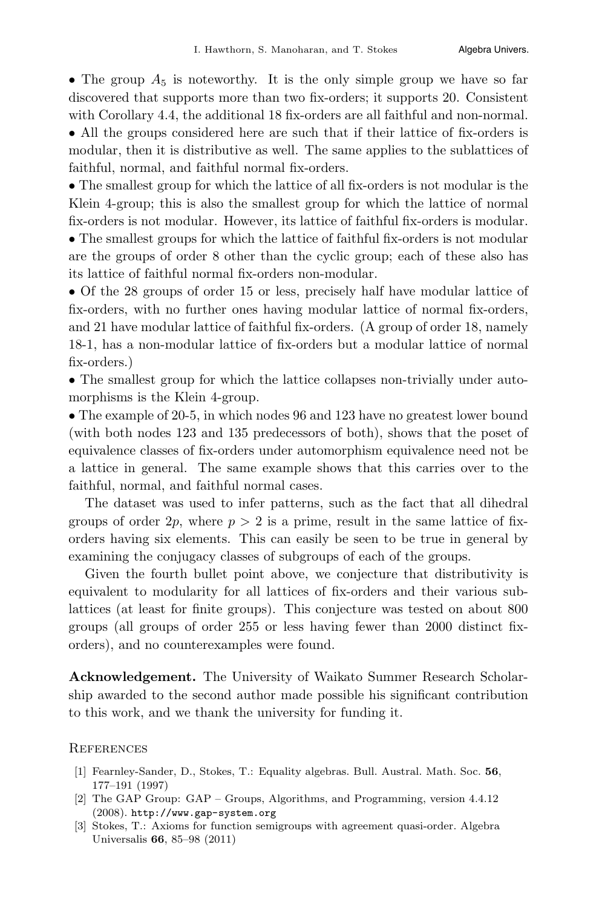- The group $A_5$ is noteworthy. It is the only simple group we have so far discovered that supports more than two fix-orders; it supports 20. Consistent with Corollary 4.4, the additional 18 fix-orders are all faithful and non-normal.
- All the groups considered here are such that if their lattice of fix-orders is modular, then it is distributive as well. The same applies to the sublattices of faithful, normal, and faithful normal fix-orders.
- The smallest group for which the lattice of all fix-orders is not modular is the Klein 4-group; this is also the smallest group for which the lattice of normal fix-orders is not modular. However, its lattice of faithful fix-orders is modular.
- The smallest groups for which the lattice of faithful fix-orders is not modular are the groups of order 8 other than the cyclic group; each of these also has its lattice of faithful normal fix-orders non-modular.
- Of the 28 groups of order 15 or less, precisely half have modular lattice of fix-orders, with no further ones having modular lattice of normal fix-orders, and 21 have modular lattice of faithful fix-orders. (A group of order 18, namely 18-1, has a non-modular lattice of fix-orders but a modular lattice of normal fix-orders.)
- The smallest group for which the lattice collapses non-trivially under automorphisms is the Klein 4-group.
- The example of 20-5, in which nodes 96 and 123 have no greatest lower bound (with both nodes 123 and 135 predecessors of both), shows that the poset of equivalence classes of fix-orders under automorphism equivalence need not be a lattice in general. The same example shows that this carries over to the faithful, normal, and faithful normal cases.

The dataset was used to infer patterns, such as the fact that all dihedral groups of order $2p$, where $p > 2$ is a prime, result in the same lattice of fix-orders having six elements. This can easily be seen to be true in general by examining the conjugacy classes of subgroups of each of the groups.

Given the fourth bullet point above, we conjecture that distributivity is equivalent to modularity for all lattices of fix-orders and their various sublattices (at least for finite groups). This conjecture was tested on about 800 groups (all groups of order 255 or less having fewer than 2000 distinct fix-orders), and no counterexamples were found.

**Acknowledgement.** The University of Waikato Summer Research Scholarship awarded to the second author made possible his significant contribution to this work, and we thank the university for funding it.

## References

[1] Fearnley-Sander, D., Stokes, T.: Equality algebras. Bull. Austral. Math. Soc. **56**, 177–191 (1997)

[2] The GAP Group: GAP – Groups, Algorithms, and Programming, version 4.4.12 (2008). `http://www.gap-system.org`

[3] Stokes, T.: Axioms for function semigroups with agreement quasi-order. Algebra Universalis **66**, 85–98 (2011)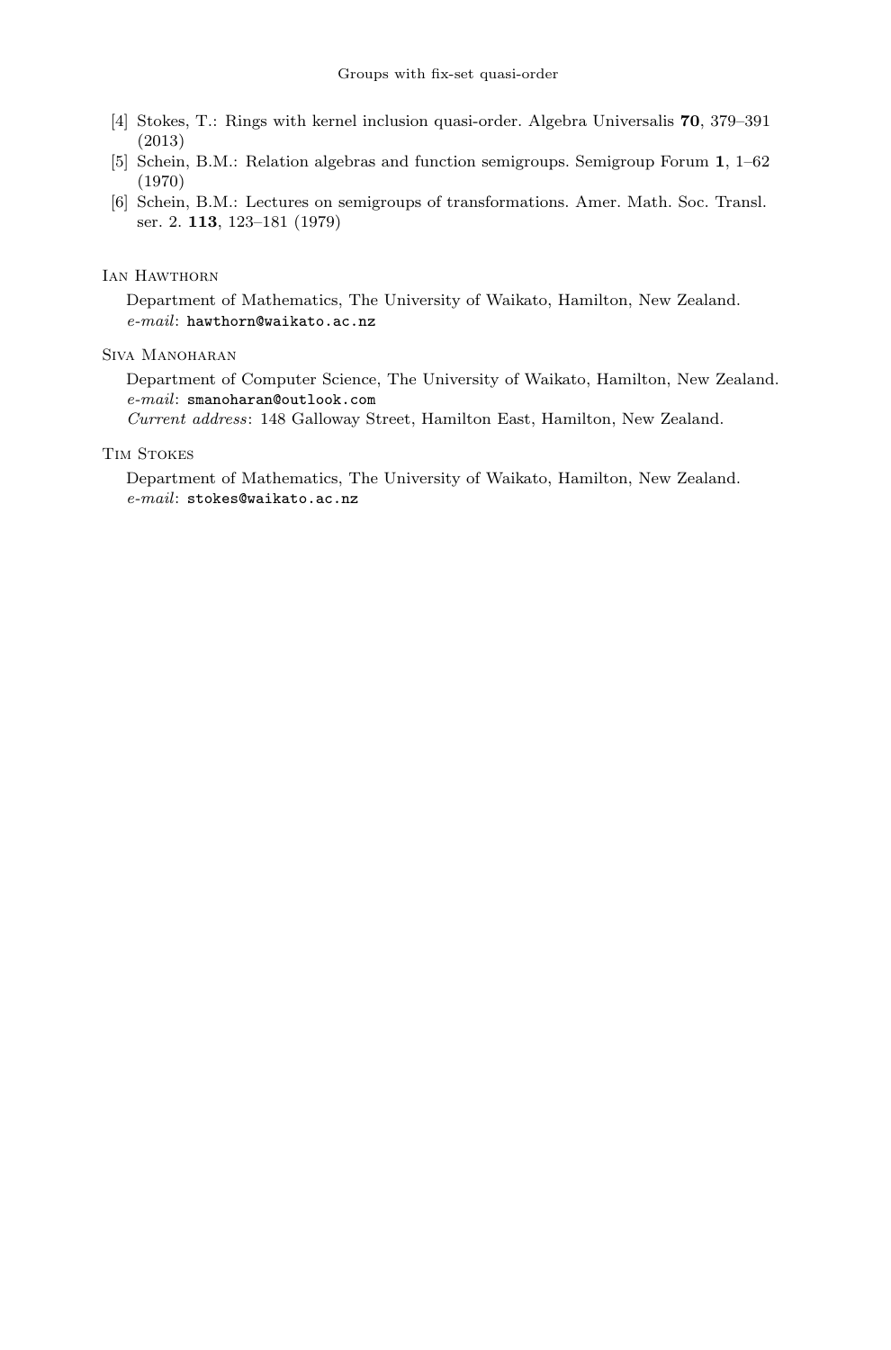[4] Stokes, T.: Rings with kernel inclusion quasi-order. Algebra Universalis **70**, 379–391 (2013)

[5] Schein, B.M.: Relation algebras and function semigroups. Semigroup Forum **1**, 1–62 (1970)

[6] Schein, B.M.: Lectures on semigroups of transformations. Amer. Math. Soc. Transl. ser. 2. **113**, 123–181 (1979)

Ian Hawthorn

Department of Mathematics, The University of Waikato, Hamilton, New Zealand.
*e-mail*: `hawthorn@waikato.ac.nz`

Siva Manoharan

Department of Computer Science, The University of Waikato, Hamilton, New Zealand.
*e-mail*: `smanoharan@outlook.com`
*Current address*: 148 Galloway Street, Hamilton East, Hamilton, New Zealand.

Tim Stokes

Department of Mathematics, The University of Waikato, Hamilton, New Zealand.
*e-mail*: `stokes@waikato.ac.nz`